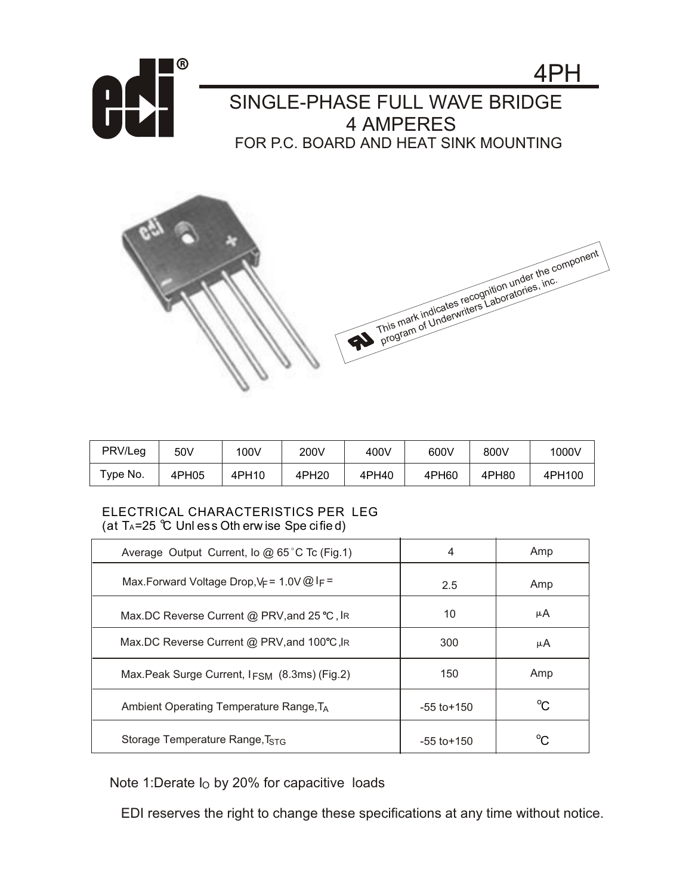# 4PH

## SINGLE-PHASE FULL WAVE BRIDGE
## 4 AMPERES
### FOR P.C. BOARD AND HEAT SINK MOUNTING

This mark indicates recognition under the component program of Underwriters Laboratories, inc.

| PRV/Leg | 50V | 100V | 200V | 400V | 600V | 800V | 1000V |
|---|---|---|---|---|---|---|---|
| Type No. | 4PH05 | 4PH10 | 4PH20 | 4PH40 | 4PH60 | 4PH80 | 4PH100 |

ELECTRICAL CHARACTERISTICS PER LEG
(at $T_A$=25 ℃ Unless Otherwise Specified)

| Parameter | Value | Unit |
|---|---|---|
| Average Output Current, Io @ 65°C Tc (Fig.1) | 4 | Amp |
| Max.Forward Voltage Drop, $V_F$ = 1.0V @ $I_F$ = | 2.5 | Amp |
| Max.DC Reverse Current @ PRV,and 25 ℃, $I_R$ | 10 | µA |
| Max.DC Reverse Current @ PRV,and 100℃, $I_R$ | 300 | µA |
| Max.Peak Surge Current, $I_{FSM}$ (8.3ms) (Fig.2) | 150 | Amp |
| Ambient Operating Temperature Range, $T_A$ | -55 to+150 | ℃ |
| Storage Temperature Range, $T_{STG}$ | -55 to+150 | ℃ |

Note 1:Derate $I_O$ by 20% for capacitive loads

EDI reserves the right to change these specifications at any time without notice.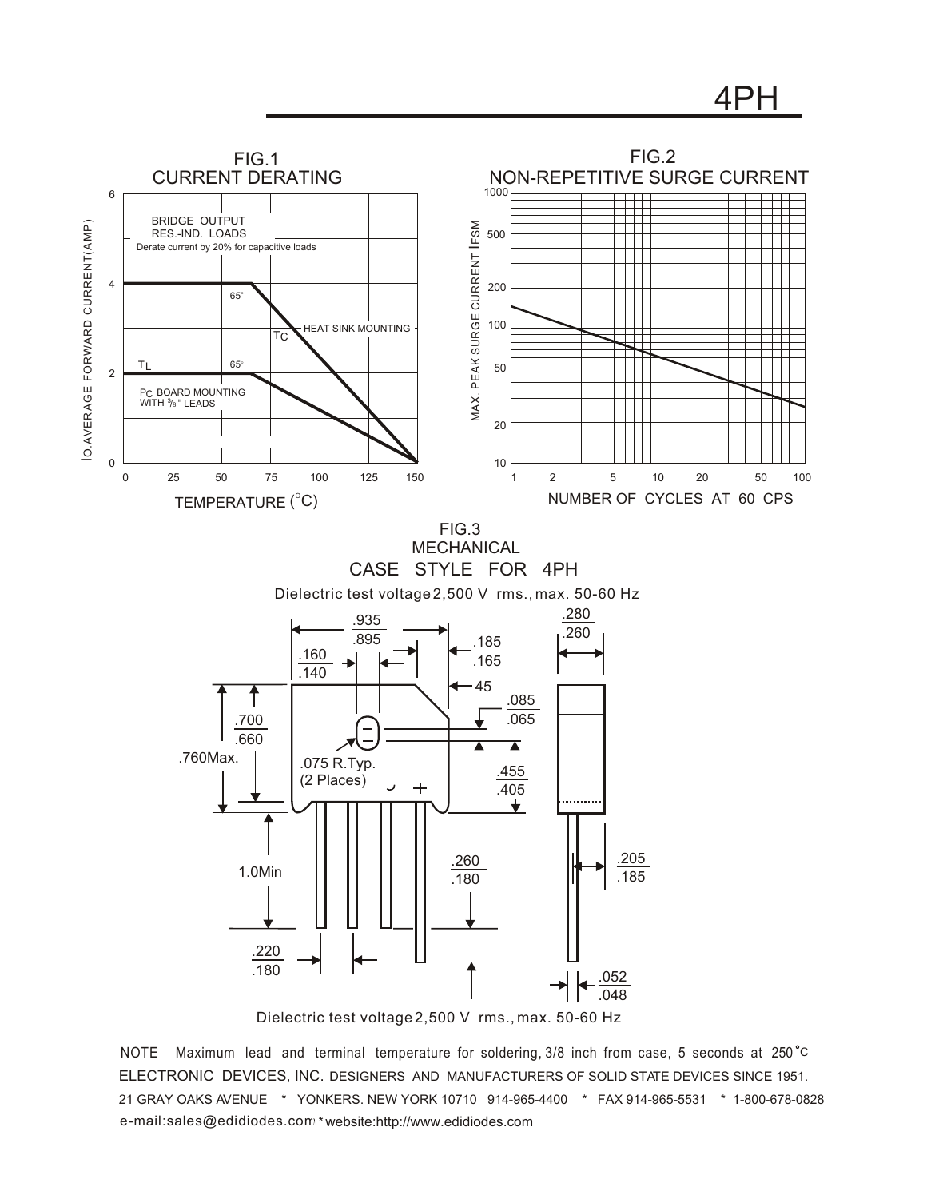# 4PH

FIG.1
CURRENT DERATING

IO.AVERAGE FORWARD CURRENT(AMP)

6
4
2
0

BRIDGE OUTPUT
RES.-IND. LOADS
Derate current by 20% for capacitive loads

65°
TC
HEAT SINK MOUNTING
TL
65°
PC BOARD MOUNTING
WITH 3/8" LEADS

0 25 50 75 100 125 150

TEMPERATURE (°C)

FIG.2
NON-REPETITIVE SURGE CURRENT

MAX. PEAK SURGE CURRENT IFSM

1000
500
200
100
50
20
10

1 2 5 10 20 50 100

NUMBER OF CYCLES AT 60 CPS

FIG.3
MECHANICAL
CASE STYLE FOR 4PH

Dielectric test voltage 2,500 V rms., max. 50-60 Hz

.935
.895

.280
.260

.160
.140

.185
.165

45

.085
.065

.700
.660

.760Max.

.075 R.Typ.
(2 Places)

.455
.405

1.0Min

.260
.180

.205
.185

.220
.180

.052
.048

Dielectric test voltage 2,500 V rms., max. 50-60 Hz

NOTE Maximum lead and terminal temperature for soldering, 3/8 inch from case, 5 seconds at 250°C

ELECTRONIC DEVICES, INC. DESIGNERS AND MANUFACTURERS OF SOLID STATE DEVICES SINCE 1951.

21 GRAY OAKS AVENUE * YONKERS. NEW YORK 10710 914-965-4400 * FAX 914-965-5531 * 1-800-678-0828

e-mail:sales@edidiodes.com * website:http://www.edidiodes.com